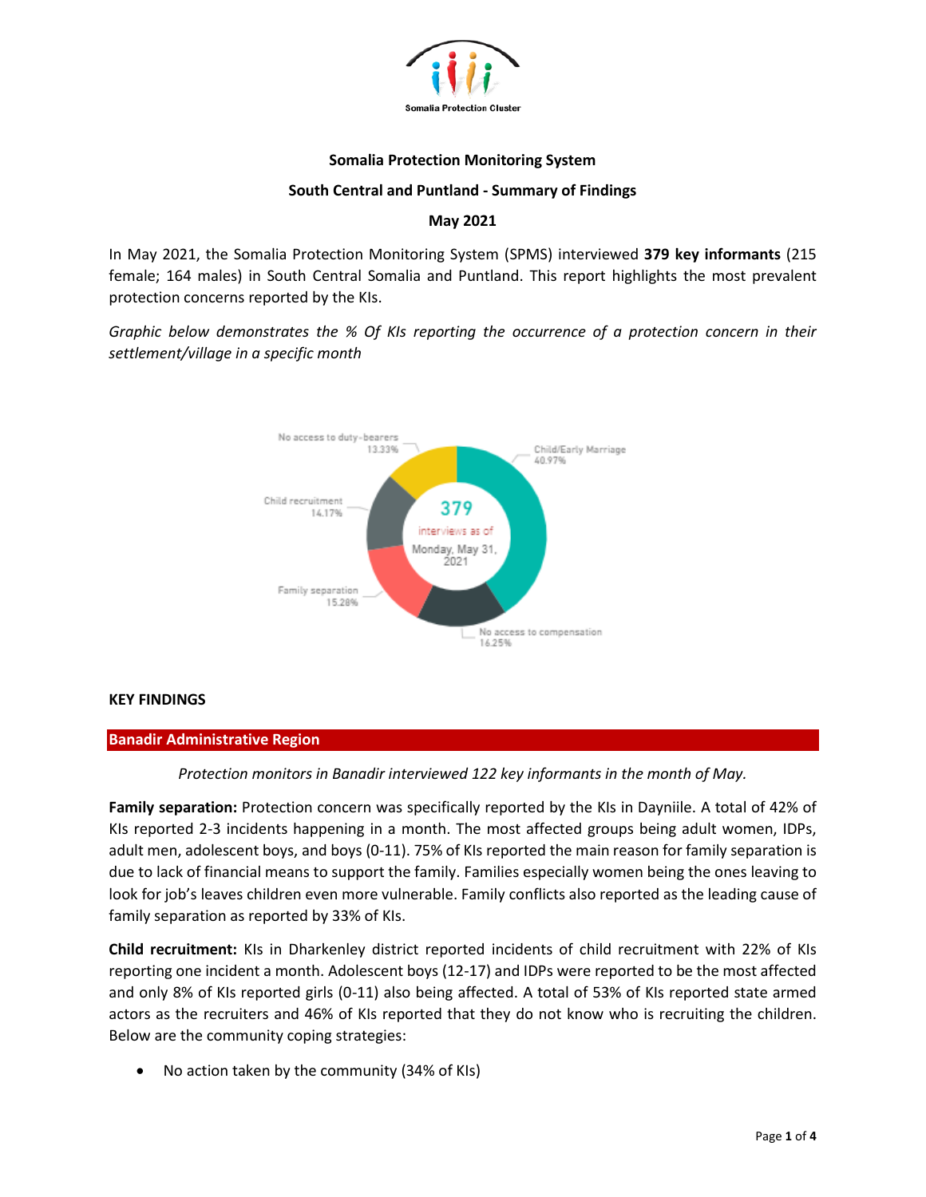Somalia Protection Cluster

**Somalia Protection Monitoring System**

**South Central and Puntland - Summary of Findings**

**May 2021**

In May 2021, the Somalia Protection Monitoring System (SPMS) interviewed **379 key informants** (215 female; 164 males) in South Central Somalia and Puntland. This report highlights the most prevalent protection concerns reported by the KIs.

*Graphic below demonstrates the % Of KIs reporting the occurrence of a protection concern in their settlement/village in a specific month*

379 interviews as of Monday, May 31, 2021

| Protection concern | % of KIs |
| --- | --- |
| Child/Early Marriage | 40.97% |
| No access to compensation | 16.25% |
| Family separation | 15.28% |
| Child recruitment | 14.17% |
| No access to duty-bearers | 13.33% |

## KEY FINDINGS

### Banadir Administrative Region

*Protection monitors in Banadir interviewed 122 key informants in the month of May.*

**Family separation:** Protection concern was specifically reported by the KIs in Dayniile. A total of 42% of KIs reported 2-3 incidents happening in a month. The most affected groups being adult women, IDPs, adult men, adolescent boys, and boys (0-11). 75% of KIs reported the main reason for family separation is due to lack of financial means to support the family. Families especially women being the ones leaving to look for job's leaves children even more vulnerable. Family conflicts also reported as the leading cause of family separation as reported by 33% of KIs.

**Child recruitment:** KIs in Dharkenley district reported incidents of child recruitment with 22% of KIs reporting one incident a month. Adolescent boys (12-17) and IDPs were reported to be the most affected and only 8% of KIs reported girls (0-11) also being affected. A total of 53% of KIs reported state armed actors as the recruiters and 46% of KIs reported that they do not know who is recruiting the children. Below are the community coping strategies:

- No action taken by the community (34% of KIs)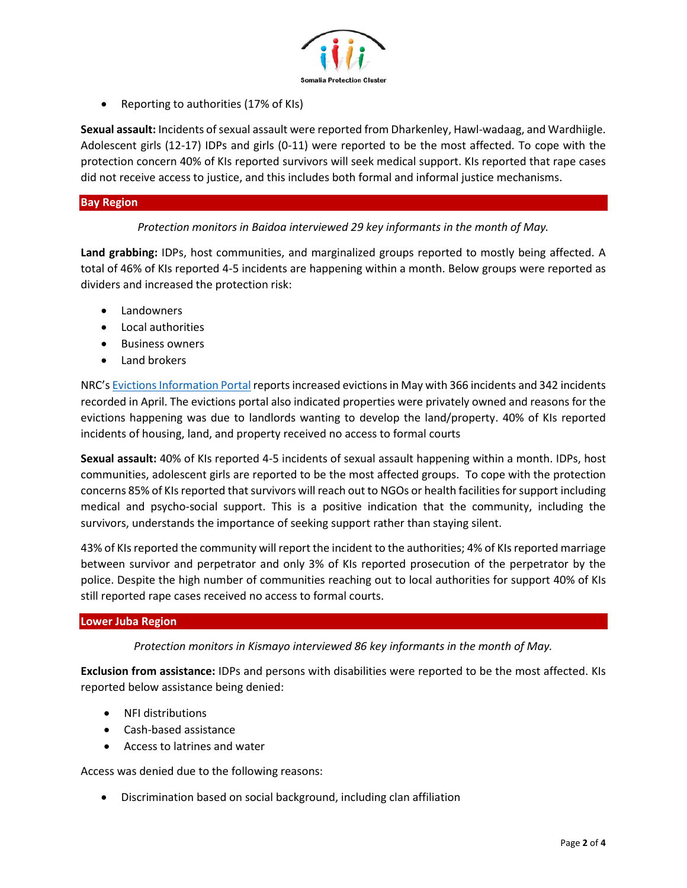- Reporting to authorities (17% of KIs)

**Sexual assault:** Incidents of sexual assault were reported from Dharkenley, Hawl-wadaag, and Wardhiigle. Adolescent girls (12-17) IDPs and girls (0-11) were reported to be the most affected. To cope with the protection concern 40% of KIs reported survivors will seek medical support. KIs reported that rape cases did not receive access to justice, and this includes both formal and informal justice mechanisms.

## Bay Region

*Protection monitors in Baidoa interviewed 29 key informants in the month of May.*

**Land grabbing:** IDPs, host communities, and marginalized groups reported to mostly being affected. A total of 46% of KIs reported 4-5 incidents are happening within a month. Below groups were reported as dividers and increased the protection risk:

- Landowners
- Local authorities
- Business owners
- Land brokers

NRC's Evictions Information Portal reports increased evictions in May with 366 incidents and 342 incidents recorded in April. The evictions portal also indicated properties were privately owned and reasons for the evictions happening was due to landlords wanting to develop the land/property. 40% of KIs reported incidents of housing, land, and property received no access to formal courts

**Sexual assault:** 40% of KIs reported 4-5 incidents of sexual assault happening within a month. IDPs, host communities, adolescent girls are reported to be the most affected groups. To cope with the protection concerns 85% of KIs reported that survivors will reach out to NGOs or health facilities for support including medical and psycho-social support. This is a positive indication that the community, including the survivors, understands the importance of seeking support rather than staying silent.

43% of KIs reported the community will report the incident to the authorities; 4% of KIs reported marriage between survivor and perpetrator and only 3% of KIs reported prosecution of the perpetrator by the police. Despite the high number of communities reaching out to local authorities for support 40% of KIs still reported rape cases received no access to formal courts.

## Lower Juba Region

*Protection monitors in Kismayo interviewed 86 key informants in the month of May.*

**Exclusion from assistance:** IDPs and persons with disabilities were reported to be the most affected. KIs reported below assistance being denied:

- NFI distributions
- Cash-based assistance
- Access to latrines and water

Access was denied due to the following reasons:

- Discrimination based on social background, including clan affiliation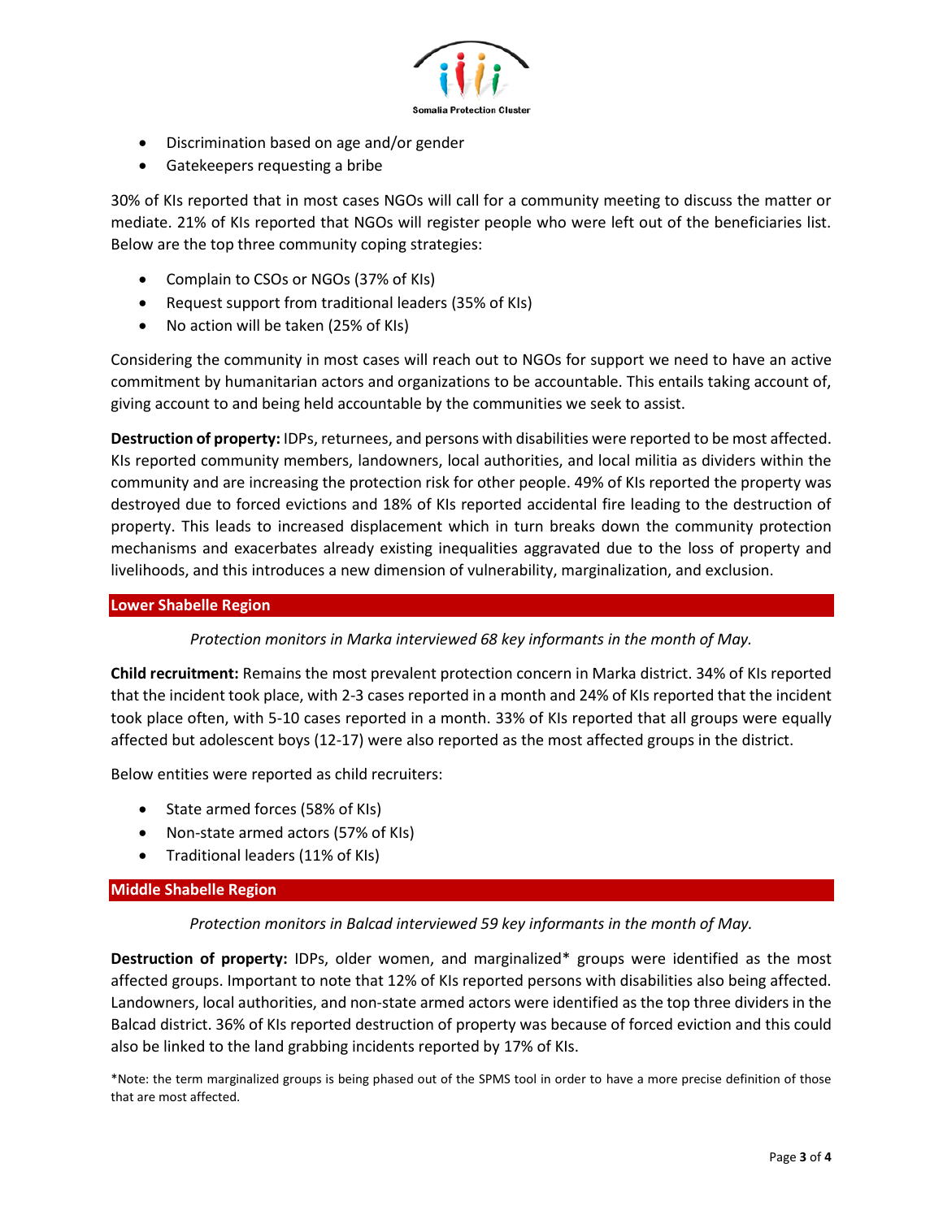- Discrimination based on age and/or gender
- Gatekeepers requesting a bribe

30% of KIs reported that in most cases NGOs will call for a community meeting to discuss the matter or mediate. 21% of KIs reported that NGOs will register people who were left out of the beneficiaries list. Below are the top three community coping strategies:

- Complain to CSOs or NGOs (37% of KIs)
- Request support from traditional leaders (35% of KIs)
- No action will be taken (25% of KIs)

Considering the community in most cases will reach out to NGOs for support we need to have an active commitment by humanitarian actors and organizations to be accountable. This entails taking account of, giving account to and being held accountable by the communities we seek to assist.

**Destruction of property:** IDPs, returnees, and persons with disabilities were reported to be most affected. KIs reported community members, landowners, local authorities, and local militia as dividers within the community and are increasing the protection risk for other people. 49% of KIs reported the property was destroyed due to forced evictions and 18% of KIs reported accidental fire leading to the destruction of property. This leads to increased displacement which in turn breaks down the community protection mechanisms and exacerbates already existing inequalities aggravated due to the loss of property and livelihoods, and this introduces a new dimension of vulnerability, marginalization, and exclusion.

## Lower Shabelle Region

*Protection monitors in Marka interviewed 68 key informants in the month of May.*

**Child recruitment:** Remains the most prevalent protection concern in Marka district. 34% of KIs reported that the incident took place, with 2-3 cases reported in a month and 24% of KIs reported that the incident took place often, with 5-10 cases reported in a month. 33% of KIs reported that all groups were equally affected but adolescent boys (12-17) were also reported as the most affected groups in the district.

Below entities were reported as child recruiters:

- State armed forces (58% of KIs)
- Non-state armed actors (57% of KIs)
- Traditional leaders (11% of KIs)

## Middle Shabelle Region

*Protection monitors in Balcad interviewed 59 key informants in the month of May.*

**Destruction of property:** IDPs, older women, and marginalized* groups were identified as the most affected groups. Important to note that 12% of KIs reported persons with disabilities also being affected. Landowners, local authorities, and non-state armed actors were identified as the top three dividers in the Balcad district. 36% of KIs reported destruction of property was because of forced eviction and this could also be linked to the land grabbing incidents reported by 17% of KIs.

*Note: the term marginalized groups is being phased out of the SPMS tool in order to have a more precise definition of those that are most affected.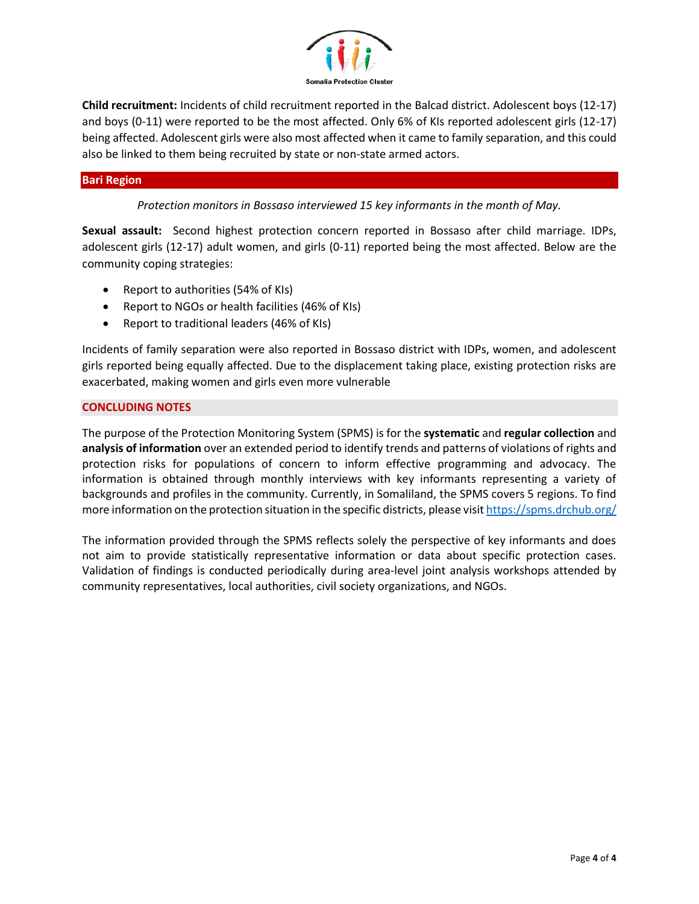**Child recruitment:** Incidents of child recruitment reported in the Balcad district. Adolescent boys (12-17) and boys (0-11) were reported to be the most affected. Only 6% of KIs reported adolescent girls (12-17) being affected. Adolescent girls were also most affected when it came to family separation, and this could also be linked to them being recruited by state or non-state armed actors.

## Bari Region

*Protection monitors in Bossaso interviewed 15 key informants in the month of May.*

**Sexual assault:** Second highest protection concern reported in Bossaso after child marriage. IDPs, adolescent girls (12-17) adult women, and girls (0-11) reported being the most affected. Below are the community coping strategies:

- Report to authorities (54% of KIs)
- Report to NGOs or health facilities (46% of KIs)
- Report to traditional leaders (46% of KIs)

Incidents of family separation were also reported in Bossaso district with IDPs, women, and adolescent girls reported being equally affected. Due to the displacement taking place, existing protection risks are exacerbated, making women and girls even more vulnerable

## CONCLUDING NOTES

The purpose of the Protection Monitoring System (SPMS) is for the **systematic** and **regular collection** and **analysis of information** over an extended period to identify trends and patterns of violations of rights and protection risks for populations of concern to inform effective programming and advocacy. The information is obtained through monthly interviews with key informants representing a variety of backgrounds and profiles in the community. Currently, in Somaliland, the SPMS covers 5 regions. To find more information on the protection situation in the specific districts, please visit https://spms.drchub.org/

The information provided through the SPMS reflects solely the perspective of key informants and does not aim to provide statistically representative information or data about specific protection cases. Validation of findings is conducted periodically during area-level joint analysis workshops attended by community representatives, local authorities, civil society organizations, and NGOs.